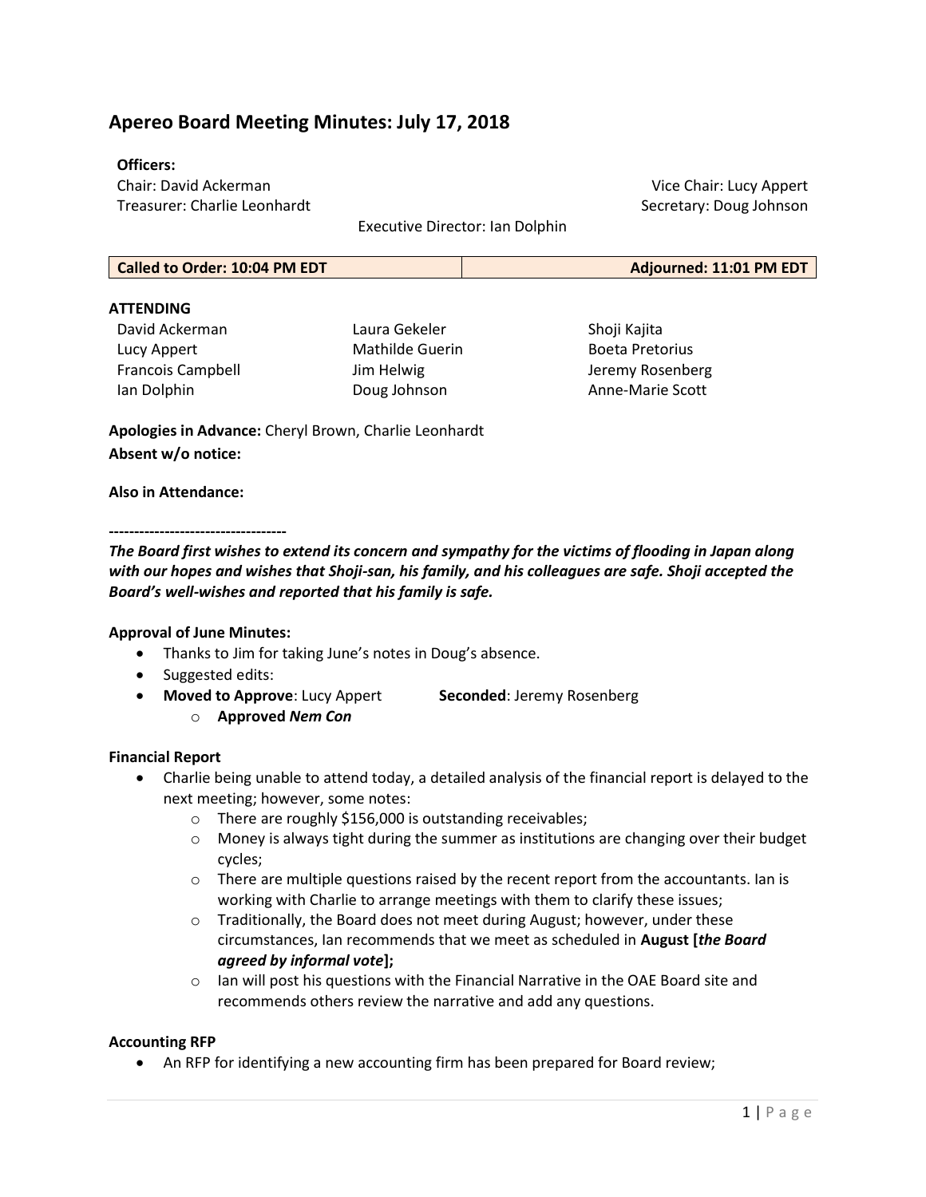# Apereo Board Meeting Minutes: July 17, 2018

**Officers:**

Chair: David Ackerman
Vice Chair: Lucy Appert
Treasurer: Charlie Leonhardt
Secretary: Doug Johnson
Executive Director: Ian Dolphin

| **Called to Order: 10:04 PM EDT** | **Adjourned: 11:01 PM EDT** |
|---|---|

**ATTENDING**

| | | |
|---|---|---|
| David Ackerman | Laura Gekeler | Shoji Kajita |
| Lucy Appert | Mathilde Guerin | Boeta Pretorius |
| Francois Campbell | Jim Helwig | Jeremy Rosenberg |
| Ian Dolphin | Doug Johnson | Anne-Marie Scott |

**Apologies in Advance:** Cheryl Brown, Charlie Leonhardt

**Absent w/o notice:**

**Also in Attendance:**

-----------------------------------

***The Board first wishes to extend its concern and sympathy for the victims of flooding in Japan along with our hopes and wishes that Shoji-san, his family, and his colleagues are safe. Shoji accepted the Board's well-wishes and reported that his family is safe.***

**Approval of June Minutes:**

- Thanks to Jim for taking June's notes in Doug's absence.
- Suggested edits:
- **Moved to Approve**: Lucy Appert **Seconded**: Jeremy Rosenberg
  - **Approved *Nem Con***

**Financial Report**

- Charlie being unable to attend today, a detailed analysis of the financial report is delayed to the next meeting; however, some notes:
  - There are roughly $156,000 is outstanding receivables;
  - Money is always tight during the summer as institutions are changing over their budget cycles;
  - There are multiple questions raised by the recent report from the accountants. Ian is working with Charlie to arrange meetings with them to clarify these issues;
  - Traditionally, the Board does not meet during August; however, under these circumstances, Ian recommends that we meet as scheduled in **August [*the Board agreed by informal vote*];**
  - Ian will post his questions with the Financial Narrative in the OAE Board site and recommends others review the narrative and add any questions.

**Accounting RFP**

- An RFP for identifying a new accounting firm has been prepared for Board review;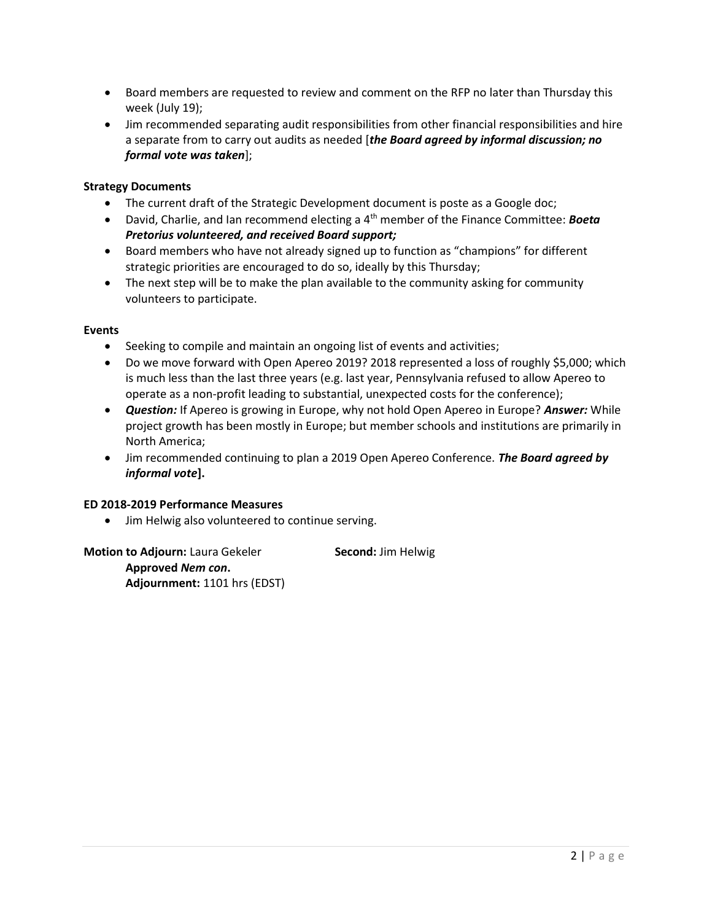- Board members are requested to review and comment on the RFP no later than Thursday this week (July 19);
- Jim recommended separating audit responsibilities from other financial responsibilities and hire a separate from to carry out audits as needed [***the Board agreed by informal discussion; no formal vote was taken***];

**Strategy Documents**

- The current draft of the Strategic Development document is poste as a Google doc;
- David, Charlie, and Ian recommend electing a 4th member of the Finance Committee: ***Boeta Pretorius volunteered, and received Board support;***
- Board members who have not already signed up to function as "champions" for different strategic priorities are encouraged to do so, ideally by this Thursday;
- The next step will be to make the plan available to the community asking for community volunteers to participate.

**Events**

- Seeking to compile and maintain an ongoing list of events and activities;
- Do we move forward with Open Apereo 2019? 2018 represented a loss of roughly $5,000; which is much less than the last three years (e.g. last year, Pennsylvania refused to allow Apereo to operate as a non-profit leading to substantial, unexpected costs for the conference);
- ***Question:*** If Apereo is growing in Europe, why not hold Open Apereo in Europe? ***Answer:*** While project growth has been mostly in Europe; but member schools and institutions are primarily in North America;
- Jim recommended continuing to plan a 2019 Open Apereo Conference. ***The Board agreed by informal vote*]**.

**ED 2018-2019 Performance Measures**

- Jim Helwig also volunteered to continue serving.

**Motion to Adjourn:** Laura Gekeler **Second:** Jim Helwig

**Approved *Nem con*.**

**Adjournment:** 1101 hrs (EDST)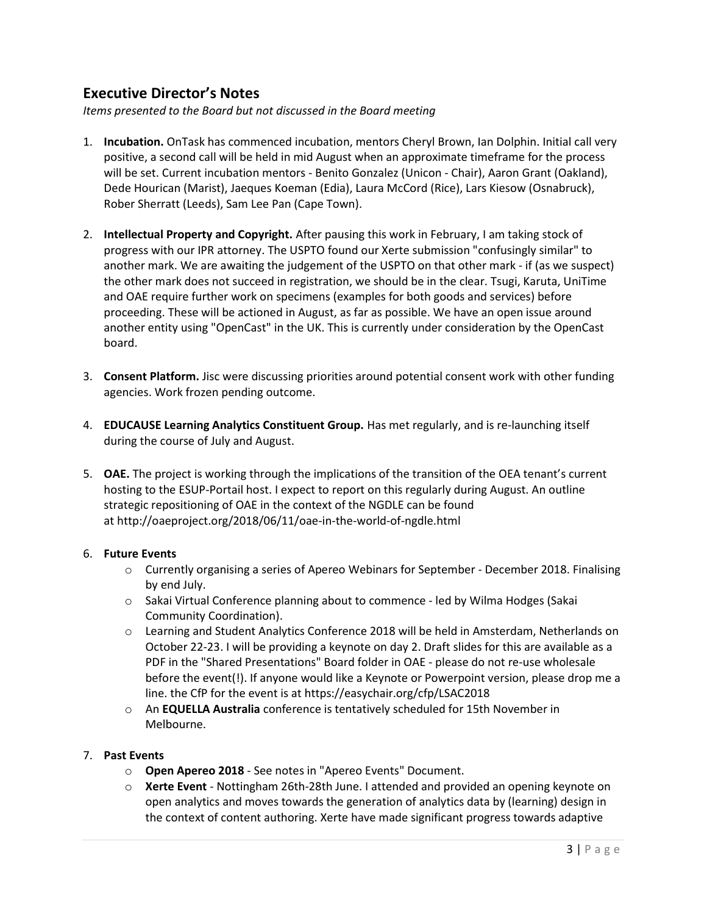## Executive Director's Notes

*Items presented to the Board but not discussed in the Board meeting*

1. **Incubation.** OnTask has commenced incubation, mentors Cheryl Brown, Ian Dolphin. Initial call very positive, a second call will be held in mid August when an approximate timeframe for the process will be set. Current incubation mentors - Benito Gonzalez (Unicon - Chair), Aaron Grant (Oakland), Dede Hourican (Marist), Jaeques Koeman (Edia), Laura McCord (Rice), Lars Kiesow (Osnabruck), Rober Sherratt (Leeds), Sam Lee Pan (Cape Town).

2. **Intellectual Property and Copyright.** After pausing this work in February, I am taking stock of progress with our IPR attorney. The USPTO found our Xerte submission "confusingly similar" to another mark. We are awaiting the judgement of the USPTO on that other mark - if (as we suspect) the other mark does not succeed in registration, we should be in the clear. Tsugi, Karuta, UniTime and OAE require further work on specimens (examples for both goods and services) before proceeding. These will be actioned in August, as far as possible. We have an open issue around another entity using "OpenCast" in the UK. This is currently under consideration by the OpenCast board.

3. **Consent Platform.** Jisc were discussing priorities around potential consent work with other funding agencies. Work frozen pending outcome.

4. **EDUCAUSE Learning Analytics Constituent Group.** Has met regularly, and is re-launching itself during the course of July and August.

5. **OAE.** The project is working through the implications of the transition of the OEA tenant's current hosting to the ESUP-Portail host. I expect to report on this regularly during August. An outline strategic repositioning of OAE in the context of the NGDLE can be found at http://oaeproject.org/2018/06/11/oae-in-the-world-of-ngdle.html

6. **Future Events**
   - Currently organising a series of Apereo Webinars for September - December 2018. Finalising by end July.
   - Sakai Virtual Conference planning about to commence - led by Wilma Hodges (Sakai Community Coordination).
   - Learning and Student Analytics Conference 2018 will be held in Amsterdam, Netherlands on October 22-23. I will be providing a keynote on day 2. Draft slides for this are available as a PDF in the "Shared Presentations" Board folder in OAE - please do not re-use wholesale before the event(!). If anyone would like a Keynote or Powerpoint version, please drop me a line. the CfP for the event is at https://easychair.org/cfp/LSAC2018
   - An **EQUELLA Australia** conference is tentatively scheduled for 15th November in Melbourne.

7. **Past Events**
   - **Open Apereo 2018** - See notes in "Apereo Events" Document.
   - **Xerte Event** - Nottingham 26th-28th June. I attended and provided an opening keynote on open analytics and moves towards the generation of analytics data by (learning) design in the context of content authoring. Xerte have made significant progress towards adaptive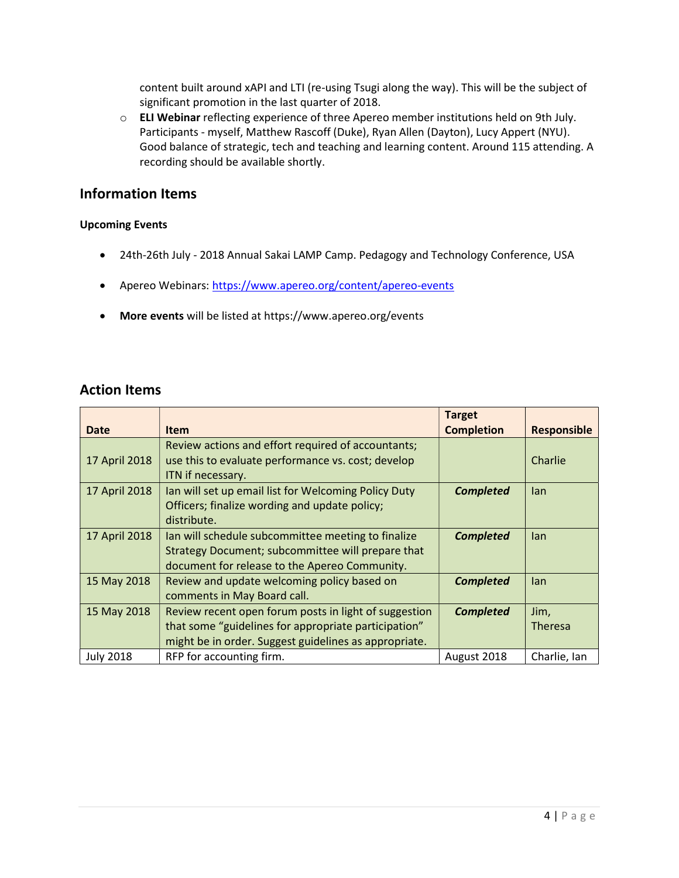content built around xAPI and LTI (re-using Tsugi along the way). This will be the subject of significant promotion in the last quarter of 2018.

  - **ELI Webinar** reflecting experience of three Apereo member institutions held on 9th July. Participants - myself, Matthew Rascoff (Duke), Ryan Allen (Dayton), Lucy Appert (NYU). Good balance of strategic, tech and teaching and learning content. Around 115 attending. A recording should be available shortly.

## Information Items

### Upcoming Events

- 24th-26th July - 2018 Annual Sakai LAMP Camp. Pedagogy and Technology Conference, USA
- Apereo Webinars: https://www.apereo.org/content/apereo-events
- **More events** will be listed at https://www.apereo.org/events

## Action Items

| Date | Item | Target Completion | Responsible |
|---|---|---|---|
| 17 April 2018 | Review actions and effort required of accountants; use this to evaluate performance vs. cost; develop ITN if necessary. | | Charlie |
| 17 April 2018 | Ian will set up email list for Welcoming Policy Duty Officers; finalize wording and update policy; distribute. | ***Completed*** | Ian |
| 17 April 2018 | Ian will schedule subcommittee meeting to finalize Strategy Document; subcommittee will prepare that document for release to the Apereo Community. | ***Completed*** | Ian |
| 15 May 2018 | Review and update welcoming policy based on comments in May Board call. | ***Completed*** | Ian |
| 15 May 2018 | Review recent open forum posts in light of suggestion that some "guidelines for appropriate participation" might be in order. Suggest guidelines as appropriate. | ***Completed*** | Jim, Theresa |
| July 2018 | RFP for accounting firm. | August 2018 | Charlie, Ian |